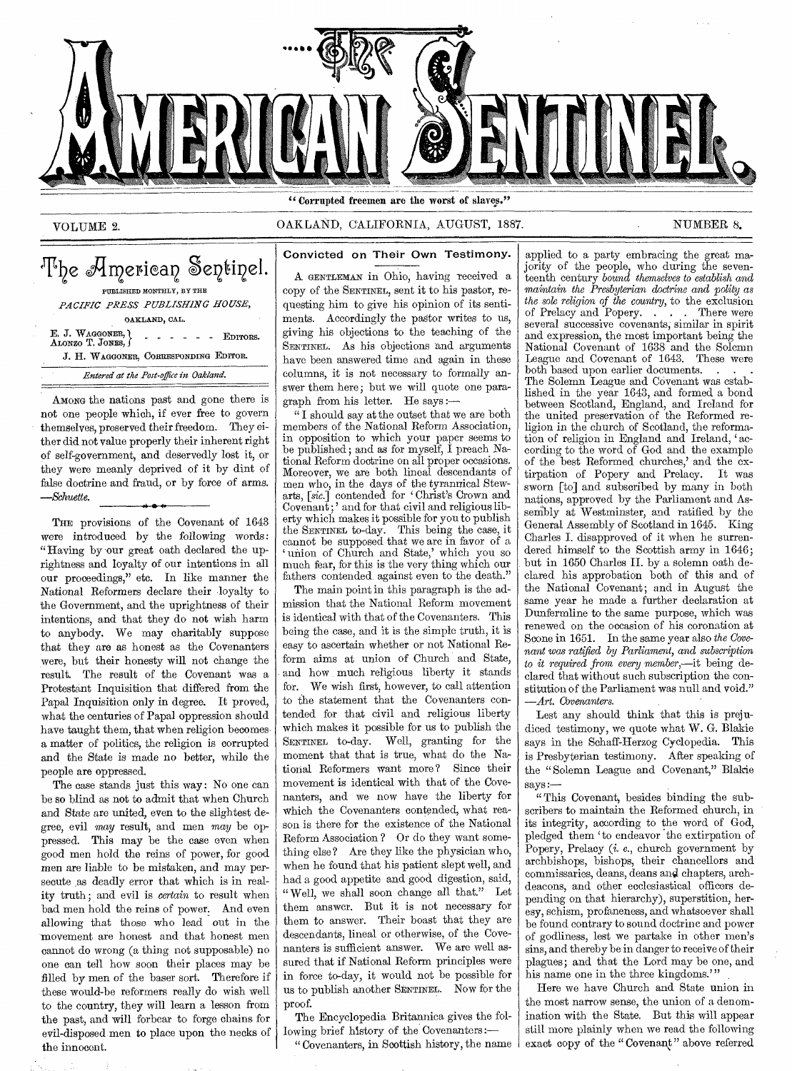# THE AMERICAN SENTINEL.

"Corrupted freemen are the worst of slaves."

VOLUME 2. OAKLAND, CALIFORNIA, AUGUST, 1887. NUMBER 8.

## The American Sentinel.

PUBLISHED MONTHLY, BY THE

*PACIFIC PRESS PUBLISHING HOUSE,*

OAKLAND, CAL.

E. J. WAGGONER, ALONZO T. JONES, - - - - - - EDITORS.

J. H. WAGGONER, CORRESPONDING EDITOR.

*Entered at the Post-office in Oakland.*

AMONG the nations past and gone there is not one people which, if ever free to govern themselves, preserved their freedom. They either did not value properly their inherent right of self-government, and deservedly lost it, or they were meanly deprived of it by dint of false doctrine and fraud, or by force of arms. —*Schuette.*

THE provisions of the Covenant of 1643 were introduced by the following words: "Having by our great oath declared the uprightness and loyalty of our intentions in all our proceedings," etc. In like manner the National Reformers declare their loyalty to the Government, and the uprightness of their intentions, and that they do not wish harm to anybody. We may charitably suppose that they are as honest as the Covenanters were, but their honesty will not change the result. The result of the Covenant was a Protestant Inquisition that differed from the Papal Inquisition only in degree. It proved, what the centuries of Papal oppression should have taught them, that when religion becomes a matter of politics, the religion is corrupted and the State is made no better, while the people are oppressed.

The case stands just this way: No one can be so blind as not to admit that when Church and State are united, even to the slightest degree, evil *may* result, and men *may* be oppressed. This may be the case even when good men hold the reins of power, for good men are liable to be mistaken, and may persecute as deadly error that which is in reality truth; and evil is *certain* to result when bad men hold the reins of power. And even allowing that those who lead out in the movement are honest and that honest men cannot do wrong (a thing not supposable) no one can tell how soon their places may be filled by men of the baser sort. Therefore if these would-be reformers really do wish well to the country, they will learn a lesson from the past, and will forbear to forge chains for evil-disposed men to place upon the necks of the innocent.

## Convicted on Their Own Testimony.

A GENTLEMAN in Ohio, having received a copy of the SENTINEL, sent it to his pastor, requesting him to give his opinion of its sentiments. Accordingly the pastor writes to us, giving his objections to the teaching of the SENTINEL. As his objections and arguments have been answered time and again in these columns, it is not necessary to formally answer them here; but we will quote one paragraph from his letter. He says:—

"I should say at the outset that we are both members of the National Reform Association, in opposition to which your paper seems to be published; and as for myself, I preach National Reform doctrine on all proper occasions. Moreover, we are both lineal descendants of men who, in the days of the tyrannical Stewarts, [*sic.*] contended for 'Christ's Crown and Covenant;' and for that civil and religious liberty which makes it possible for you to publish the SENTINEL to-day. This being the case, it cannot be supposed that we are in favor of a 'union of Church and State,' which you so much fear, for this is the very thing which our fathers contended against even to the death."

The main point in this paragraph is the admission that the National Reform movement is identical with that of the Covenanters. This being the case, and it is the simple truth, it is easy to ascertain whether or not National Reform aims at union of Church and State, and how much religious liberty it stands for. We wish first, however, to call attention to the statement that the Covenanters contended for that civil and religious liberty which makes it possible for us to publish the SENTINEL to-day. Well, granting for the moment that that is true, what do the National Reformers want more? Since their movement is identical with that of the Covenanters, and we now have the liberty for which the Covenanters contended, what reason is there for the existence of the National Reform Association? Or do they want something else? Are they like the physician who, when he found that his patient slept well, and had a good appetite and good digestion, said, "Well, we shall soon change all that." Let them answer. But it is not necessary for them to answer. Their boast that they are descendants, lineal or otherwise, of the Covenanters is sufficient answer. We are well assured that if National Reform principles were in force to-day, it would not be possible for us to publish another SENTINEL. Now for the proof.

The Encyclopedia Britannica gives the following brief history of the Covenanters:—

"Covenanters, in Scottish history, the name applied to a party embracing the great majority of the people, who during the seventeenth century *bound themselves to establish and maintain the Presbyterian doctrine and polity as the sole religion of the country,* to the exclusion of Prelacy and Popery. . . . There were several successive covenants, similar in spirit and expression, the most important being the National Covenant of 1638 and the Solemn League and Covenant of 1643. These were both based upon earlier documents. . . . The Solemn League and Covenant was established in the year 1643, and formed a bond between Scotland, England, and Ireland for the united preservation of the Reformed religion in the church of Scotland, the reformation of religion in England and Ireland, 'according to the word of God and the example of the best Reformed churches,' and the extirpation of Popery and Prelacy. It was sworn [to] and subscribed by many in both nations, approved by the Parliament and Assembly at Westminster, and ratified by the General Assembly of Scotland in 1645. King Charles I. disapproved of it when he surrendered himself to the Scottish army in 1646; but in 1650 Charles II. by a solemn oath declared his approbation both of this and of the National Covenant; and in August the same year he made a further declaration at Dunfermline to the same purpose, which was renewed on the occasion of his coronation at Scone in 1651. In the same year also *the Covenant was ratified by Parliament, and subscription to it required from every member,*—it being declared that without such subscription the constitution of the Parliament was null and void." —*Art. Covenanters.*

Lest any should think that this is prejudiced testimony, we quote what W. G. Blaikie says in the Schaff-Herzog Cyclopedia. This is Presbyterian testimony. After speaking of the "Solemn League and Covenant," Blaikie says:—

"This Covenant, besides binding the subscribers to maintain the Reformed church, in its integrity, according to the word of God, pledged them 'to endeavor the extirpation of Popery, Prelacy (*i. e.*, church government by archbishops, bishops, their chancellors and commissaries, deans, deans and chapters, archdeacons, and other ecclesiastical officers depending on that hierarchy), superstition, heresy, schism, profaneness, and whatsoever shall be found contrary to sound doctrine and power of godliness, lest we partake in other men's sins, and thereby be in danger to receive of their plagues; and that the Lord may be one, and his name one in the three kingdoms.'"

Here we have Church and State union in the most narrow sense, the union of a denomination with the State. But this will appear still more plainly when we read the following exact copy of the "Covenant" above referred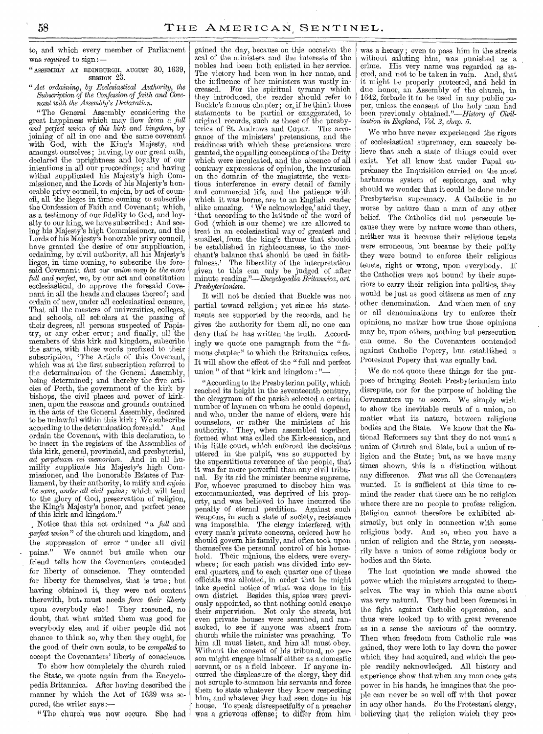to, and which every member of Parliament was *required* to sign:—

"ASSEMBLY AT EDINBURGH, AUGUST 30, 1639, SESSION 23.

"*Act ordaining, by Ecclesiastical Authority, the Subscription of the Confession of faith and Covenant with the Assembly's Declaration.*

"The General Assembly considering the great happiness which may flow from a *full and perfect union of this kirk and kingdom*, by joining of all in one and the same covenant with God, with the King's Majesty, and amongst ourselves; having, by our great oath, declared the uprightness and loyalty of our intentions in all our proceedings; and having withal supplicated his Majesty's high Commissioner, and the Lords of his Majesty's honorable privy council, to enjoin, by act of council, all the lieges in time coming to subscribe the Confession of Faith and Covenant; which, as a testimony of our fidelity to God, and loyalty to our king, we have subscribed: And seeing his Majesty's high Commissioner, and the Lords of his Majesty's honorable privy council, have granted the desire of our supplication, ordaining, by civil authority, all his Majesty's lieges, in time coming, to subscribe the foresaid Covenant: *that our union may be the more full and perfect*, we, by our act and constitution ecclesiastical, do approve the foresaid Covenant in all the heads and clauses thereof; and ordain of new, under all ecclesiastical censure, That all the masters of universities, colleges, and schools, all scholars at the passing of their degrees, all persons suspected of Papistry, or any other error; and finally, all the members of this kirk and kingdom, subscribe the same, with these words prefixed to their subscription, 'The Article of this Covenant, which was at the first subscription referred to the determination of the General Assembly, being determined; and thereby the five articles of Perth, the government of the kirk by bishops, the civil places and power of kirkmen, upon the reasons and grounds contained in the acts of the General Assembly, declared to be unlawful within this kirk; We subscribe according to the determination foresaid.' And ordain the Covenant, with this declaration, to be insert in the registers of the Assemblies of this kirk, general, provincial, and presbyterial, *ad perpetuam rei memoriam*. And in all humility supplicate his Majesty's high Commissioner, and the honorable Estates of Parliament, by their authority, to ratify and *enjoin the same, under all civil pains;* which will tend to the glory of God, preservation of religion, the King's Majesty's honor, and perfect peace of this kirk and kingdom."

Notice that this act ordained "a *full* and *perfect union*" of the church and kingdom, and the suppression of error "under all civil pains." We cannot but smile when our friend tells how the Covenanters contended for liberty of conscience. They contended for liberty for themselves, that is true; but having obtained it, they were not content therewith, but must needs *force their liberty* upon everybody else! They reasoned, no doubt, that what suited them was good for everybody else, and if other people did not chance to think so, why then they ought, for the good of their own souls, to be *compelled* to accept the Covenanters' liberty of conscience.

To show how completely the church ruled the State, we quote again from the Encyclopedia Britannica. After having described the manner by which the Act of 1639 was secured, the writer says:—

"The church was now secure. She had gained the day, because on this occasion the zeal of the ministers and the interests of the nobles had been both enlisted in her service. The victory had been won in her name, and the influence of her ministers was vastly increased. For the spiritual tyranny which they introduced, the reader should refer to Buckle's famous chapter; or, if he think those statements to be partial or exaggerated, to original records, such as those of the presbyteries of St. Andrews and Cupar. The arrogance of the ministers' pretensions, and the readiness with which these pretensions were granted, the appalling conceptions of the Deity which were inculcated, and the absence of all contrary expressions of opinion, the intrusion on the domain of the magistrate, the vexatious interference in every detail of family and commercial life, and the patience with which it was borne, are to an English reader alike amazing. 'We acknowledge,' said they, 'that according to the latitude of the word of God (which is our theme) we are allowed to treat in an ecclesiastical way of greatest and smallest, from the king's throne that should be established in righteousness, to the merchant's balance that should be used in faithfulness.' The liberality of the interpretation given to this can only be judged after minute reading."—*Encyclopedia Britannica, art. Presbyterianism.*

It will not be denied that Buckle was not partial toward religion; yet since his statements are supported by the records, and he gives the authority for them all, no one can deny that he has written the truth. Accordingly we quote one paragraph from the "famous chapter" to which the Britannica refers. It will show the effect of the "full and perfect union" of that "kirk and kingdom:"—

"According to the Presbyterian polity, which reached its height in the seventeenth century, the clergyman of the parish selected a certain number of laymen on whom he could depend, and who, under the name of elders, were his counselors, or rather the ministers of his authority. They, when assembled together, formed what was called the Kirk-session, and this little court, which enforced the decisions uttered in the pulpit, was so supported by the superstitious reverence of the people, that it was far more powerful than any civil tribunal. By its aid the minister became supreme. For, whoever presumed to disobey him was excommunicated, was deprived of his property, and was believed to have incurred the penalty of eternal perdition. Against such weapons, in such a state of society, resistance was impossible. The clergy interfered with every man's private concerns, ordered how he should govern his family, and often took upon themselves the personal control of his household. Their minions, the elders, were everywhere; for each parish was divided into several quarters, and to each quarter one of these officials was allotted, in order that he might take special notice of what was done in his own district. Besides this, spies were previously appointed, so that nothing could escape their supervision. Not only the streets, but even private houses were searched, and ransacked, to see if anyone was absent from church while the minister was preaching. To him all must listen, and him all must obey. Without the consent of his tribunal, no person might engage himself either as a domestic servant, or as a field laborer. If anyone incurred the displeasure of the clergy, they did not scruple to summon his servants and force them to state whatever they knew respecting him, and whatever they had seen done in his house. To speak disrespectfully of a preacher was a grievous offense; to differ from him was a heresy; even to pass him in the streets without saluting him, was punished as a crime. His very name was regarded as sacred, and not to be taken in vain. And, that it might be properly protected, and held in due honor, an Assembly of the church, in 1642, forbade it to be used in any public paper, unless the consent of the holy man had been previously obtained."—*History of Civilization in England, Vol. 2, chap. 5.*

We who have never experienced the rigors of ecclesiastical supremacy, can scarcely believe that such a state of things could ever exist. Yet all know that under Papal supremacy the Inquisition carried on the most barbarous system of espionage, and why should we wonder that it could be done under Presbyterian supremacy. A Catholic is no worse by nature than a man of any other belief. The Catholics did not persecute because they were by nature worse than others, neither was it because their religious tenets were erroneous, but because by their polity they were bound to enforce their religious tenets, right or wrong, upon everybody. If the Catholics were not bound by their superiors to carry their religion into politics, they would be just as good citizens as men of any other denomination. And when men of any or all denominations try to enforce their opinions, no matter how true those opinions may be, upon others, nothing but persecution can come. So the Covenanters contended against Catholic Popery, but established a Protestant Popery that was equally bad.

We do not quote these things for the purpose of bringing Scotch Presbyterianism into disrepute, nor for the purpose of holding the Covenanters up to scorn. We simply wish to show the inevitable result of a union, no matter what its nature, between religious bodies and the State. We know that the National Reformers say that they do not want a union of Church and State, but a union of religion and the State; but, as we have many times shown, this is a distinction without any difference. *That* was all the Covenanters wanted. It is sufficient at this time to remind the reader that there can be no religion where there are no people to profess religion. Religion cannot therefore be exhibited abstractly, but only in connection with some religious body. And so, when you have a union of religion and the State, you necessarily have a union of some religious body or bodies and the State.

The last quotation we made showed the power which the ministers arrogated to themselves. The way in which this came about was very natural. They had been foremost in the fight against Catholic oppression, and thus were looked up to with great reverence as in a sense the saviours of the country. Then when freedom from Catholic rule was gained, they were loth to lay down the power which they had acquired, and which the people readily acknowledged. All history and experience show that when any man once gets power in his hands, he imagines that the people can never be so well off with that power in any other hands. So the Protestant clergy, believing that the religion which they pro-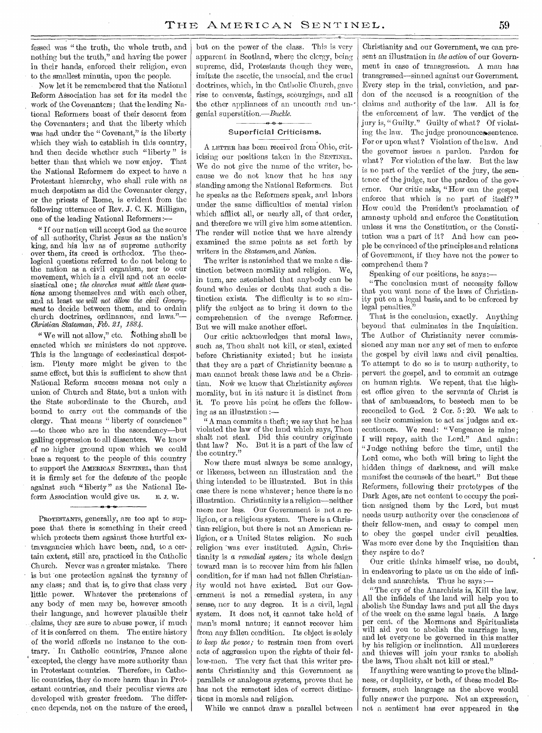fessed was "the truth, the whole truth, and nothing but the truth," and having the power in their hands, enforced their religion, even to the smallest minutia, upon the people.

Now let it be remembered that the National Reform Association has set for its model the work of the Covenanters; that the leading National Reformers boast of their descent from the Covenanters; and that the liberty which was had under the "Covenant," is the liberty which they wish to establish in this country, and then decide whether such "liberty" is better than that which we now enjoy. That the National Reformers do expect to have a Protestant hierarchy, who shall rule with as much despotism as did the Covenanter clergy, or the priests of Rome, is evident from the following utterance of Rev. J. C. K. Milligan, one of the leading National Reformers:—

"If our nation will accept God as the source of all authority, Christ Jesus as the nation's king, and his law as of supreme authority over them, its creed is orthodox. The theological questions referred to do not belong to the nation as a civil organism, nor to our movement, which is a civil and not an ecclesiastical one; *the churches must settle these questions* among themselves and with each other, and at least *we will not allow the civil Government* to decide between them, and to ordain church doctrines, ordinances, and laws."—*Christian Statesman, Feb. 21, 1884.*

"We will not allow," etc. Nothing shall be enacted which *we* ministers do not approve. This is the language of ecclesiastical despotism. Plenty more might be given to the same effect, but this is sufficient to show that National Reform success means not only a union of Church and State, but a union with the State subordinate to the Church, and bound to carry out the commands of the clergy. That means "liberty of conscience"—to those who are in the ascendency—but galling oppression to all dissenters. We know of no higher ground upon which we could base a request to the people of this country to support the AMERICAN SENTINEL, than that it is firmly set for the defense of the people against such "liberty" as the National Reform Association would give us. E. J. W.

---

PROTESTANTS, generally, are too apt to suppose that there is something in their creed which protects them against those hurtful extravagancies which have been, and, to a certain extent, still are, practiced in the Catholic Church. Never was a greater mistake. There is but one protection against the tyranny of any class; and that is, to give that class very little power. Whatever the pretensions of any body of men may be, however smooth their language, and however plausible their claims, they are sure to abuse power, if much of it is conferred on them. The entire history of the world affords no instance to the contrary. In Catholic countries, France alone excepted, the clergy have more authority than in Protestant countries. Therefore, in Catholic countries, they do more harm than in Protestant countries, and their peculiar views are developed with greater freedom. The difference depends, not on the nature of the creed, but on the power of the class. This is very apparent in Scotland, where the clergy, being supreme, did, Protestants though they were, imitate the ascetic, the unsocial, and the cruel doctrines, which, in the Catholic Church, gave rise to convents, fastings, scourgings, and all the other appliances of an uncouth and ungenial superstition.—*Buckle.*

## Superficial Criticisms.

A LETTER has been received from Ohio, criticising our positions taken in the SENTINEL. We do not give the name of the writer, because we do not know that he has any standing among the National Reformers. But he speaks as the Reformers speak, and labors under the same difficulties of mental vision which afflict all, or nearly all, of that order, and therefore we will give him some attention. The reader will notice that we have already examined the same points as set forth by writers in the *Statesman* and *Nation*.

The writer is astonished that we make a distinction between morality and religion. We, in turn, are astonished that anybody can be found who denies or doubts that such a distinction exists. The difficulty is to so simplify the subject as to bring it down to the comprehension of the average Reformer. But we will make another effort.

Our critic acknowledges that moral laws, such as, Thou shalt not kill, or steal, existed before Christianity existed; but he insists that they are a part of Christianity because a man cannot break these laws and be a Christian. Now we know that Christianity *enforces* morality, but in its nature it is distinct from it. To prove his point he offers the following as an illustration:—

"A man commits a theft; we say that he has violated the law of the land which says, Thou shalt not steal. Did this country originate that law? No. But it is a part of the law of the country."

Now there must always be some analogy, or likeness, between an illustration and the thing intended to be illustrated. But in this case there is none whatever; hence there is no illustration. Christianity is a religion—neither more nor less. Our Government is not a religion, or a religious system. There is a Christian religion, but there is not an American religion, or a United States religion. No such religion was ever instituted. Again, Christianity is *a remedial system;* its whole design toward man is to recover him from his fallen condition, for if man had not fallen Christianity would not have existed. But our Government is not a remedial system, in any sense, nor to any degree. It is a civil, legal system. It does not, it cannot take hold of man's moral nature; it cannot recover him from any fallen condition. Its object is solely *to keep the peace;* to restrain men from overt acts of aggression upon the rights of their fellow-men. The very fact that this writer presents Christianity and this Government as parallels or analogous systems, proves that he has not the remotest idea of correct distinctions in morals and religion.

While we cannot draw a parallel between Christianity and our Government, we can present an illustration in *the action* of our Government in case of transgression. A man has transgressed—sinned against our Government. Every step in the trial, conviction, and pardon of the accused is a recognition of the claims and authority of the law. All is for the enforcement of law. The verdict of the jury is, "Guilty." Guilty of what? Of violating the law. The judge pronounces sentence. For or upon what? Violation of the law. And the governor issues a pardon. Pardon for what? For violation of the law. But the law is no part of the verdict of the jury, the sentence of the judge, nor the pardon of the governor. Our critic asks, "How can the gospel enforce that which is no part of itself?" How could the President's proclamation of amnesty uphold and enforce the Constitution unless it was the Constitution, or the Constitution was a part of it? And how can people be convinced of the principles and relations of Government, if they have not the power to comprehend them?

Speaking of our positions, he says:—

"The conclusion must of necessity follow that you want none of the laws of Christianity put on a legal basis, and to be enforced by legal penalties."

That is the conclusion, exactly. Anything beyond that culminates in the Inquisition. The Author of Christianity never commissioned any man nor any set of men to enforce the gospel by civil laws and civil penalties. To attempt to do so is to usurp authority, to pervert the gospel, and to commit an outrage on human rights. We repeat, that the highest office given to the servants of Christ is that of ambassadors, to beseech men to be reconciled to God. 2 Cor. 5:20. We ask to see their commission to act as judges and executioners. We read: "Vengeance is mine; I will repay, saith the Lord." And again: "Judge nothing before the time, until the Lord come, who both will bring to light the hidden things of darkness, and will make manifest the counsels of the heart." But these Reformers, following their prototypes of the Dark Ages, are not content to occupy the position assigned them by the Lord, but must needs usurp authority over the consciences of their fellow-men, and essay to compel men to obey the gospel under civil penalties. Was more ever done by the Inquisition than they aspire to do?

Our critic thinks himself wise, no doubt, in endeavoring to place us on the side of infidels and anarchists. Thus he says:—

"The cry of the Anarchists is, Kill the law. All the infidels of the land will help you to abolish the Sunday laws and put all the days of the week on the same legal basis. A large per cent. of the Mormons and Spiritualists will aid you to abolish the marriage laws, and let everyone be governed in this matter by his religion or inclination. All murderers and thieves will join your ranks to abolish the laws, Thou shalt not kill or steal."

If anything were wanting to prove the blindness, or duplicity, or both, of these model Reformers, such language as the above would fully answer the purpose. Not an expression, not a sentiment has ever appeared in the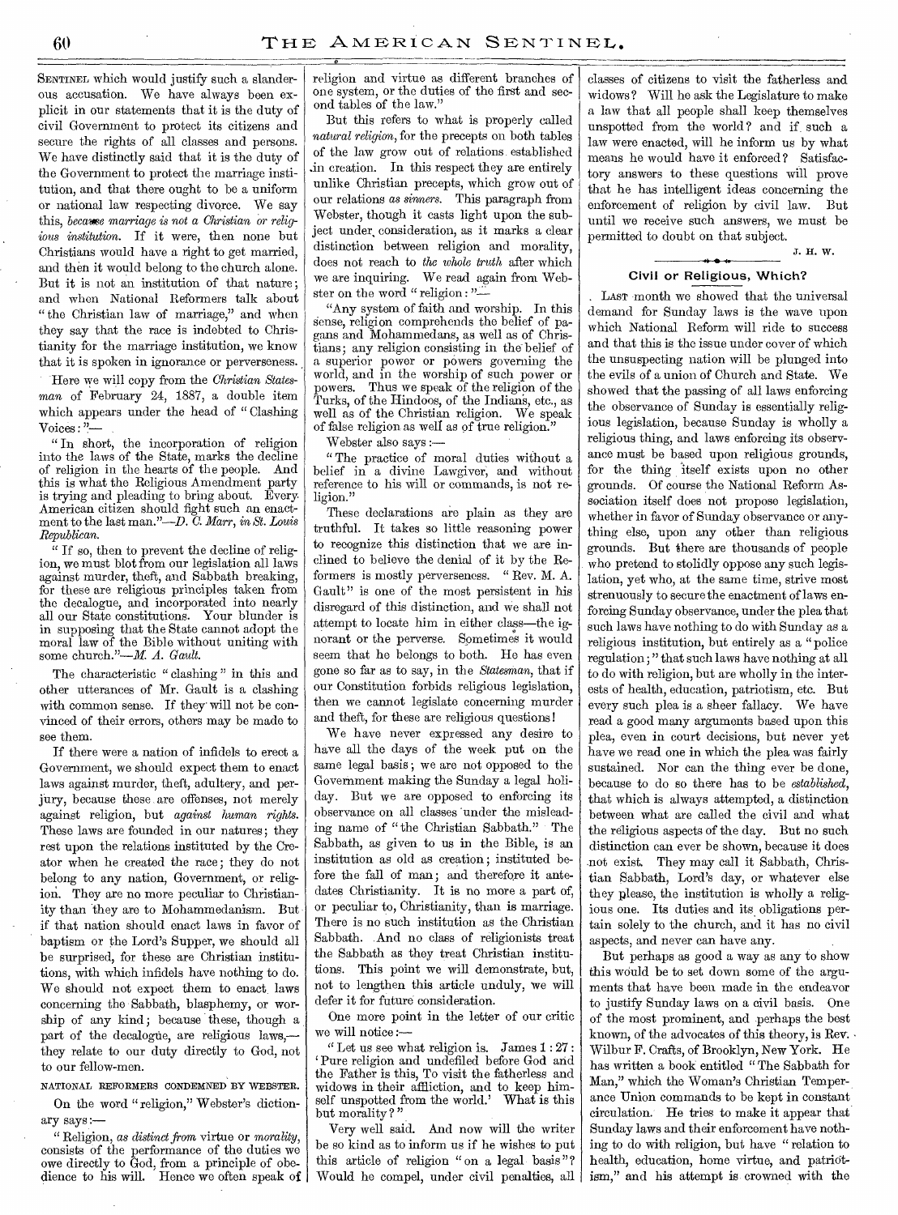SENTINEL which would justify such a slanderous accusation. We have always been explicit in our statements that it is the duty of civil Government to protect its citizens and secure the rights of all classes and persons. We have distinctly said that it is the duty of the Government to protect the marriage institution, and that there ought to be a uniform or national law respecting divorce. We say this, *because marriage is not a Christian or religious institution*. If it were, then none but Christians would have a right to get married, and then it would belong to the church alone. But it is not an institution of that nature; and when National Reformers talk about "the Christian law of marriage," and when they say that the race is indebted to Christianity for the marriage institution, we know that it is spoken in ignorance or perverseness.

Here we will copy from the *Christian Statesman* of February 24, 1887, a double item which appears under the head of "Clashing Voices:"—

"In short, the incorporation of religion into the laws of the State, marks the decline of religion in the hearts of the people. And this is what the Religious Amendment party is trying and pleading to bring about. Every American citizen should fight such an enactment to the last man."—*D. C. Marr, in St. Louis Republican.*

"If so, then to prevent the decline of religion, we must blot from our legislation all laws against murder, theft, and Sabbath breaking, for these are religious principles taken from the decalogue, and incorporated into nearly all our State constitutions. Your blunder is in supposing that the State cannot adopt the moral law of the Bible without uniting with some church."—*M. A. Gault.*

The characteristic "clashing" in this and other utterances of Mr. Gault is a clashing with common sense. If they will not be convinced of their errors, others may be made to see them.

If there were a nation of infidels to erect a Government, we should expect them to enact laws against murder, theft, adultery, and perjury, because these are offenses, not merely against religion, but *against human rights*. These laws are founded in our natures; they rest upon the relations instituted by the Creator when he created the race; they do not belong to any nation, Government, or religion. They are no more peculiar to Christianity than they are to Mohammedanism. But if that nation should enact laws in favor of baptism or the Lord's Supper, we should all be surprised, for these are Christian institutions, with which infidels have nothing to do. We should not expect them to enact laws concerning the Sabbath, blasphemy, or worship of any kind; because these, though a part of the decalogue, are religious laws,—they relate to our duty directly to God, not to our fellow-men.

NATIONAL REFORMERS CONDEMNED BY WEBSTER.

On the word "religion," Webster's dictionary says:—

"Religion, *as distinct from* virtue or *morality*, consists of the performance of the duties we owe directly to God, from a principle of obedience to his will. Hence we often speak of religion and virtue as different branches of one system, or the duties of the first and second tables of the law."

But this refers to what is properly called *natural religion*, for the precepts on both tables of the law grow out of relations established in creation. In this respect they are entirely unlike Christian precepts, which grow out of our relations *as sinners*. This paragraph from Webster, though it casts light upon the subject under consideration, as it marks a clear distinction between religion and morality, does not reach to *the whole truth* after which we are inquiring. We read again from Webster on the word "religion:"—

"Any system of faith and worship. In this sense, religion comprehends the belief of pagans and Mohammedans, as well as of Christians; any religion consisting in the belief of a superior power or powers governing the world, and in the worship of such power or powers. Thus we speak of the religion of the Turks, of the Hindoos, of the Indians, etc., as well as of the Christian religion. We speak of false religion as well as of true religion."

Webster also says:—

"The practice of moral duties without a belief in a divine Lawgiver, and without reference to his will or commands, is not religion."

These declarations are plain as they are truthful. It takes so little reasoning power to recognize this distinction that we are inclined to believe the denial of it by the Reformers is mostly perverseness. "Rev. M. A. Gault" is one of the most persistent in his disregard of this distinction, and we shall not attempt to locate him in either class—the ignorant or the perverse. Sometimes it would seem that he belongs to both. He has even gone so far as to say, in the *Statesman*, that if our Constitution forbids religious legislation, then we cannot legislate concerning murder and theft, for these are religious questions!

We have never expressed any desire to have all the days of the week put on the same legal basis; we are not opposed to the Government making the Sunday a legal holiday. But we are opposed to enforcing its observance on all classes under the misleading name of "the Christian Sabbath." The Sabbath, as given to us in the Bible, is an institution as old as creation; instituted before the fall of man; and therefore it antedates Christianity. It is no more a part of, or peculiar to, Christianity, than is marriage. There is no such institution as the Christian Sabbath. And no class of religionists treat the Sabbath as they treat Christian institutions. This point we will demonstrate, but, not to lengthen this article unduly, we will defer it for future consideration.

One more point in the letter of our critic we will notice:—

"Let us see what religion is. James 1:27: 'Pure religion and undefiled before God and the Father is this, To visit the fatherless and widows in their affliction, and to keep himself unspotted from the world.' What is this but morality?"

Very well said. And now will the writer be so kind as to inform us if he wishes to put this article of religion "on a legal basis"? Would he compel, under civil penalties, all classes of citizens to visit the fatherless and widows? Will he ask the Legislature to make a law that all people shall keep themselves unspotted from the world? and if such a law were enacted, will he inform us by what means he would have it enforced? Satisfactory answers to these questions will prove that he has intelligent ideas concerning the enforcement of religion by civil law. But until we receive such answers, we must be permitted to doubt on that subject.

J. H. W.

## Civil or Religious, Which?

LAST month we showed that the universal demand for Sunday laws is the wave upon which National Reform will ride to success and that this is the issue under cover of which the unsuspecting nation will be plunged into the evils of a union of Church and State. We showed that the passing of all laws enforcing the observance of Sunday is essentially religious legislation, because Sunday is wholly a religious thing, and laws enforcing its observance must be based upon religious grounds, for the thing itself exists upon no other grounds. Of course the National Reform Association itself does not propose legislation, whether in favor of Sunday observance or anything else, upon any other than religious grounds. But there are thousands of people who pretend to stolidly oppose any such legislation, yet who, at the same time, strive most strenuously to secure the enactment of laws enforcing Sunday observance, under the plea that such laws have nothing to do with Sunday as a religious institution, but entirely as a "police regulation;" that such laws have nothing at all to do with religion, but are wholly in the interests of health, education, patriotism, etc. But every such plea is a sheer fallacy. We have read a good many arguments based upon this plea, even in court decisions, but never yet have we read one in which the plea was fairly sustained. Nor can the thing ever be done, because to do so there has to be *established*, that which is always attempted, a distinction between what are called the civil and what the religious aspects of the day. But no such distinction can ever be shown, because it does not exist. They may call it Sabbath, Christian Sabbath, Lord's day, or whatever else they please, the institution is wholly a religious one. Its duties and its obligations pertain solely to the church, and it has no civil aspects, and never can have any.

But perhaps as good a way as any to show this would be to set down some of the arguments that have been made in the endeavor to justify Sunday laws on a civil basis. One of the most prominent, and perhaps the best known, of the advocates of this theory, is Rev. Wilbur F. Crafts, of Brooklyn, New York. He has written a book entitled "The Sabbath for Man," which the Woman's Christian Temperance Union commands to be kept in constant circulation. He tries to make it appear that Sunday laws and their enforcement have nothing to do with religion, but have "relation to health, education, home virtue, and patriotism," and his attempt is crowned with the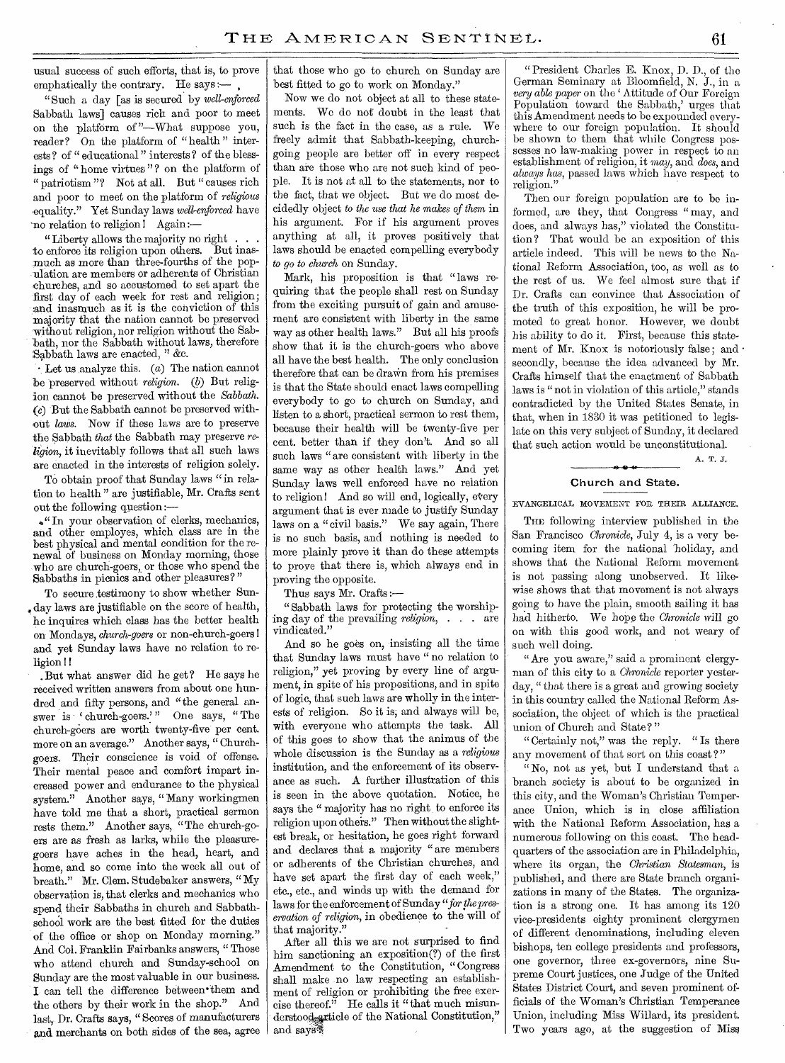usual success of such efforts, that is, to prove emphatically the contrary. He says:—

"Such a day [as is secured by *well-enforced* Sabbath laws] causes rich and poor to meet on the platform of"—What suppose you, reader? On the platform of "health" interests? of "educational" interests? of the blessings of "home virtues"? on the platform of "patriotism"? Not at all. But "causes rich and poor to meet on the platform of *religious* equality." Yet Sunday laws *well-enforced* have no relation to religion! Again:—

"Liberty allows the majority no right . . . to enforce its religion upon others. But inasmuch as more than three-fourths of the population are members or adherents of Christian churches, and so accustomed to set apart the first day of each week for rest and religion; and inasmuch as it is the conviction of this majority that the nation cannot be preserved without religion, nor religion without the Sabbath, nor the Sabbath without laws, therefore Sabbath laws are enacted," &c.

Let us analyze this. (*a*) The nation cannot be preserved without *religion*. (*b*) But religion cannot be preserved without the *Sabbath*. (*c*) But the Sabbath cannot be preserved without *laws*. Now if these laws are to preserve the Sabbath *that* the Sabbath may preserve *religion*, it inevitably follows that all such laws are enacted in the interests of religion solely.

To obtain proof that Sunday laws "in relation to health" are justifiable, Mr. Crafts sent out the following question:—

"In your observation of clerks, mechanics, and other employes, which class are in the best physical and mental condition for the renewal of business on Monday morning, those who are church-goers, or those who spend the Sabbaths in picnics and other pleasures?"

To secure testimony to show whether Sunday laws are justifiable on the score of health, he inquires which class has the better health on Mondays, *church-goers* or non-church-goers! and yet Sunday laws have no relation to religion!!

But what answer did he get? He says he received written answers from about one hundred and fifty persons, and "the general answer is 'church-goers.'" One says, "The church-goers are worth twenty-five per cent. more on an average." Another says, "Church-goers. Their conscience is void of offense. Their mental peace and comfort impart increased power and endurance to the physical system." Another says, "Many workingmen have told me that a short, practical sermon rests them." Another says, "The church-goers are as fresh as larks, while the pleasure-goers have aches in the head, heart, and home, and so come into the week all out of breath." Mr. Clem. Studebaker answers, "My observation is, that clerks and mechanics who spend their Sabbaths in church and Sabbath-school work are the best fitted for the duties of the office or shop on Monday morning." And Col. Franklin Fairbanks answers, "Those who attend church and Sunday-school on Sunday are the most valuable in our business. I can tell the difference between them and the others by their work in the shop." And last, Dr. Crafts says, "Scores of manufacturers and merchants on both sides of the sea, agree that those who go to church on Sunday are best fitted to go to work on Monday."

Now we do not object at all to these statements. We do not doubt in the least that such is the fact in the case, as a rule. We freely admit that Sabbath-keeping, church-going people are better off in every respect than are those who are not such kind of people. It is not at all to the statements, nor to the fact, that we object. But we do most decidedly object *to the use that he makes of them* in his argument. For if his argument proves anything at all, it proves positively that laws should be enacted compelling everybody *to go to church* on Sunday.

Mark, his proposition is that "laws requiring that the people shall rest on Sunday from the exciting pursuit of gain and amusement are consistent with liberty in the same way as other health laws." But all his proofs show that it is the church-goers who above all have the best health. The only conclusion therefore that can be drawn from his premises is that the State should enact laws compelling everybody to go to church on Sunday, and listen to a short, practical sermon to rest them, because their health will be twenty-five per cent. better than if they don't. And so all such laws "are consistent with liberty in the same way as other health laws." And yet Sunday laws well enforced have no relation to religion! And so will end, logically, every argument that is ever made to justify Sunday laws on a "civil basis." We say again, There is no such basis, and nothing is needed to more plainly prove it than do these attempts to prove that there is, which always end in proving the opposite.

Thus says Mr. Crafts:—

"Sabbath laws for protecting the worshiping day of the prevailing *religion*, . . . are vindicated."

And so he goes on, insisting all the time that Sunday laws must have "no relation to religion," yet proving by every line of argument, in spite of his propositions, and in spite of logic, that such laws are wholly in the interests of religion. So it is, and always will be, with everyone who attempts the task. All of this goes to show that the animus of the whole discussion is the Sunday as a *religious* institution, and the enforcement of its observance as such. A further illustration of this is seen in the above quotation. Notice, he says the "majority has no right to enforce its religion upon others." Then without the slightest break, or hesitation, he goes right forward and declares that a majority "are members or adherents of the Christian churches, and have set apart the first day of each week," etc., etc., and winds up with the demand for laws for the enforcement of Sunday "*for the preservation of religion*, in obedience to the will of that majority."

After all this we are not surprised to find him sanctioning an exposition(?) of the first Amendment to the Constitution, "Congress shall make no law respecting an establishment of religion or prohibiting the free exercise thereof." He calls it "that much misunderstood article of the National Constitution," and says:—

"President Charles E. Knox, D. D., of the German Seminary at Bloomfield, N. J., in a *very able paper* on the 'Attitude of Our Foreign Population toward the Sabbath,' urges that this Amendment needs to be expounded everywhere to our foreign population. It should be shown to them that while Congress possesses no law-making power in respect to an establishment of religion, it *may*, and *does*, and *always has*, passed laws which have respect to religion."

Then our foreign population are to be informed, are they, that Congress "may, and does, and always has," violated the Constitution? That would be an exposition of this article indeed. This will be news to the National Reform Association, too, as well as to the rest of us. We feel almost sure that if Dr. Crafts can convince that Association of the truth of this exposition, he will be promoted to great honor. However, we doubt his ability to do it. First, because this statement of Mr. Knox is notoriously false; and secondly, because the idea advanced by Mr. Crafts himself that the enactment of Sabbath laws is "not in violation of this article," stands contradicted by the United States Senate, in that, when in 1830 it was petitioned to legislate on this very subject of Sunday, it declared that such action would be unconstitutional.

A. T. J.

## Church and State.

EVANGELICAL MOVEMENT FOR THEIR ALLIANCE.

The following interview published in the San Francisco *Chronicle*, July 4, is a very becoming item for the national holiday, and shows that the National Reform movement is not passing along unobserved. It likewise shows that that movement is not always going to have the plain, smooth sailing it has had hitherto. We hope the *Chronicle* will go on with this good work, and not weary of such well doing.

"Are you aware," said a prominent clergyman of this city to a *Chronicle* reporter yesterday, "that there is a great and growing society in this country called the National Reform Association, the object of which is the practical union of Church and State?"

"Certainly not," was the reply. "Is there any movement of that sort on this coast?"

"No, not as yet, but I understand that a branch society is about to be organized in this city, and the Woman's Christian Temperance Union, which is in close affiliation with the National Reform Association, has a numerous following on this coast. The headquarters of the association are in Philadelphia, where its organ, the *Christian Statesman*, is published, and there are State branch organizations in many of the States. The organization is a strong one. It has among its 120 vice-presidents eighty prominent clergymen of different denominations, including eleven bishops, ten college presidents and professors, one governor, three ex-governors, nine Supreme Court justices, one Judge of the United States District Court, and seven prominent officials of the Woman's Christian Temperance Union, including Miss Willard, its president. Two years ago, at the suggestion of Miss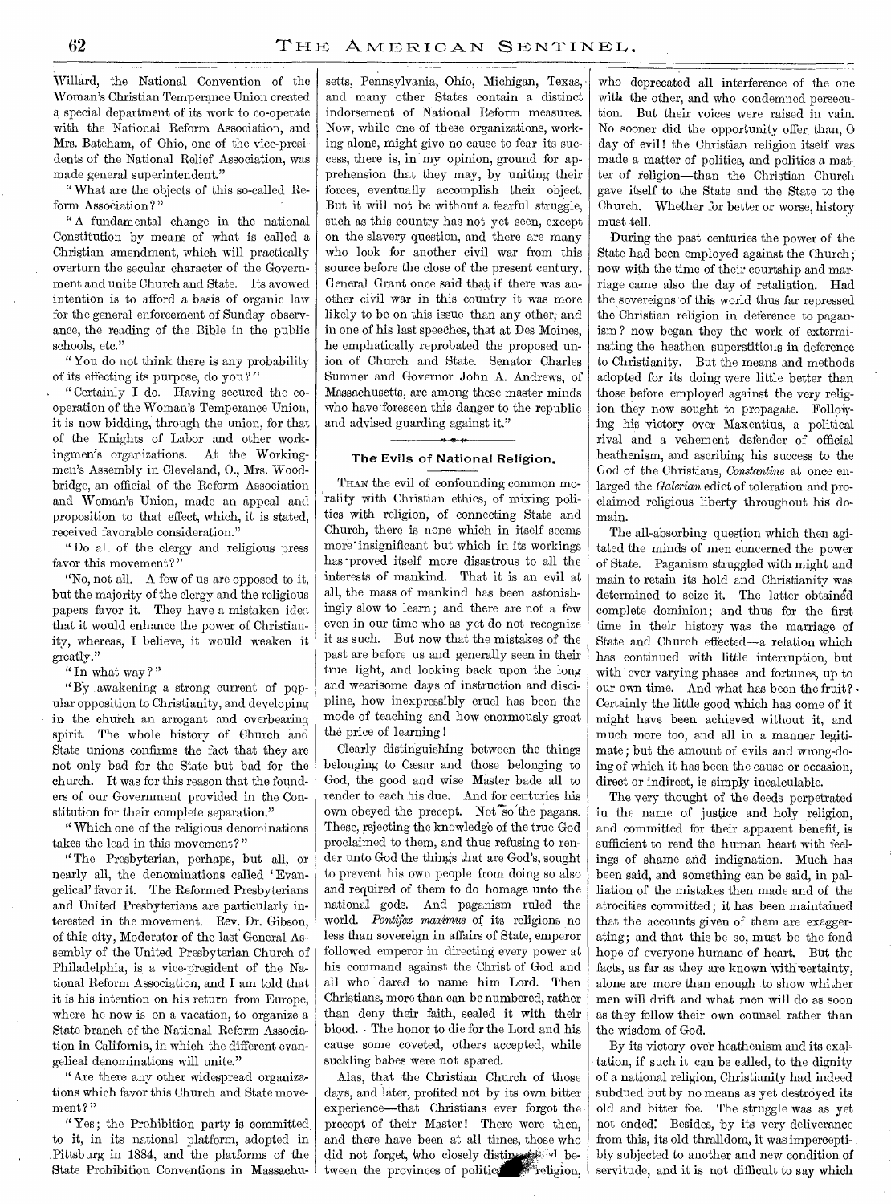Willard, the National Convention of the Woman's Christian Temperance Union created a special department of its work to co-operate with the National Reform Association, and Mrs. Bateham, of Ohio, one of the vice-presidents of the National Relief Association, was made general superintendent."

"What are the objects of this so-called Reform Association?"

"A fundamental change in the national Constitution by means of what is called a Christian amendment, which will practically overturn the secular character of the Government and unite Church and State. Its avowed intention is to afford a basis of organic law for the general enforcement of Sunday observance, the reading of the Bible in the public schools, etc."

"You do not think there is any probability of its effecting its purpose, do you?"

"Certainly I do. Having secured the co-operation of the Woman's Temperance Union, it is now bidding, through the union, for that of the Knights of Labor and other workingmen's organizations. At the Workingmen's Assembly in Cleveland, O., Mrs. Woodbridge, an official of the Reform Association and Woman's Union, made an appeal and proposition to that effect, which, it is stated, received favorable consideration."

"Do all of the clergy and religious press favor this movement?"

"No, not all. A few of us are opposed to it, but the majority of the clergy and the religious papers favor it. They have a mistaken idea that it would enhance the power of Christianity, whereas, I believe, it would weaken it greatly."

"In what way?"

"By awakening a strong current of popular opposition to Christianity, and developing in the church an arrogant and overbearing spirit. The whole history of Church and State unions confirms the fact that they are not only bad for the State but bad for the church. It was for this reason that the founders of our Government provided in the Constitution for their complete separation."

"Which one of the religious denominations takes the lead in this movement?"

"The Presbyterian, perhaps, but all, or nearly all, the denominations called 'Evangelical' favor it. The Reformed Presbyterians and United Presbyterians are particularly interested in the movement. Rev. Dr. Gibson, of this city, Moderator of the last General Assembly of the United Presbyterian Church of Philadelphia, is a vice-president of the National Reform Association, and I am told that it is his intention on his return from Europe, where he now is on a vacation, to organize a State branch of the National Reform Association in California, in which the different evangelical denominations will unite."

"Are there any other widespread organizations which favor this Church and State movement?"

"Yes; the Prohibition party is committed to it, in its national platform, adopted in Pittsburg in 1884, and the platforms of the State Prohibition Conventions in Massachusetts, Pennsylvania, Ohio, Michigan, Texas, and many other States contain a distinct indorsement of National Reform measures. Now, while one of these organizations, working alone, might give no cause to fear its success, there is, in my opinion, ground for apprehension that they may, by uniting their forces, eventually accomplish their object. But it will not be without a fearful struggle, such as this country has not yet seen, except on the slavery question, and there are many who look for another civil war from this source before the close of the present century. General Grant once said that if there was another civil war in this country it was more likely to be on this issue than any other, and in one of his last speeches, that at Des Moines, he emphatically reprobated the proposed union of Church and State. Senator Charles Sumner and Governor John A. Andrews, of Massachusetts, are among these master minds who have foreseen this danger to the republic and advised guarding against it."

## The Evils of National Religion.

THAN the evil of confounding common morality with Christian ethics, of mixing politics with religion, of connecting State and Church, there is none which in itself seems more insignificant but which in its workings has proved itself more disastrous to all the interests of mankind. That it is an evil at all, the mass of mankind has been astonishingly slow to learn; and there are not a few even in our time who as yet do not recognize it as such. But now that the mistakes of the past are before us and generally seen in their true light, and looking back upon the long and wearisome days of instruction and discipline, how inexpressibly cruel has been the mode of teaching and how enormously great the price of learning!

Clearly distinguishing between the things belonging to Cæsar and those belonging to God, the good and wise Master bade all to render to each his due. And for centuries his own obeyed the precept. Not so the pagans. These, rejecting the knowledge of the true God proclaimed to them, and thus refusing to render unto God the things that are God's, sought to prevent his own people from doing so also and required of them to do homage unto the national gods. And paganism ruled the world. *Pontifex maximus* of its religions no less than sovereign in affairs of State, emperor followed emperor in directing every power at his command against the Christ of God and all who dared to name him Lord. Then Christians, more than can be numbered, rather than deny their faith, sealed it with their blood. The honor to die for the Lord and his cause some coveted, others accepted, while suckling babes were not spared.

Alas, that the Christian Church of those days, and later, profited not by its own bitter experience—that Christians ever forgot the precept of their Master! There were then, and there have been at all times, those who did not forget, who closely distinguished between the provinces of politics and religion, who deprecated all interference of the one with the other, and who condemned persecution. But their voices were raised in vain. No sooner did the opportunity offer than, O day of evil! the Christian religion itself was made a matter of politics, and politics a matter of religion—than the Christian Church gave itself to the State and the State to the Church. Whether for better or worse, history must tell.

During the past centuries the power of the State had been employed against the Church; now with the time of their courtship and marriage came also the day of retaliation. Had the sovereigns of this world thus far repressed the Christian religion in deference to paganism? now began they the work of exterminating the heathen superstitious in deference to Christianity. But the means and methods adopted for its doing were little better than those before employed against the very religion they now sought to propagate. Following his victory over Maxentius, a political rival and a vehement defender of official heathenism, and ascribing his success to the God of the Christians, *Constantine* at once enlarged the *Galerian* edict of toleration and proclaimed religious liberty throughout his domain.

The all-absorbing question which then agitated the minds of men concerned the power of State. Paganism struggled with might and main to retain its hold and Christianity was determined to seize it. The latter obtained complete dominion; and thus for the first time in their history was the marriage of State and Church effected—a relation which has continued with little interruption, but with ever varying phases and fortunes, up to our own time. And what has been the fruit? Certainly the little good which has come of it might have been achieved without it, and much more too, and all in a manner legitimate; but the amount of evils and wrong-doing of which it has been the cause or occasion, direct or indirect, is simply incalculable.

The very thought of the deeds perpetrated in the name of justice and holy religion, and committed for their apparent benefit, is sufficient to rend the human heart with feelings of shame and indignation. Much has been said, and something can be said, in palliation of the mistakes then made and of the atrocities committed; it has been maintained that the accounts given of them are exaggerating; and that this be so, must be the fond hope of everyone humane of heart. But the facts, as far as they are known with certainty, alone are more than enough to show whither men will drift and what men will do as soon as they follow their own counsel rather than the wisdom of God.

By its victory over heathenism and its exaltation, if such it can be called, to the dignity of a national religion, Christianity had indeed subdued but by no means as yet destroyed its old and bitter foe. The struggle was as yet not ended. Besides, by its very deliverance from this, its old thralldom, it was imperceptibly subjected to another and new condition of servitude, and it is not difficult to say which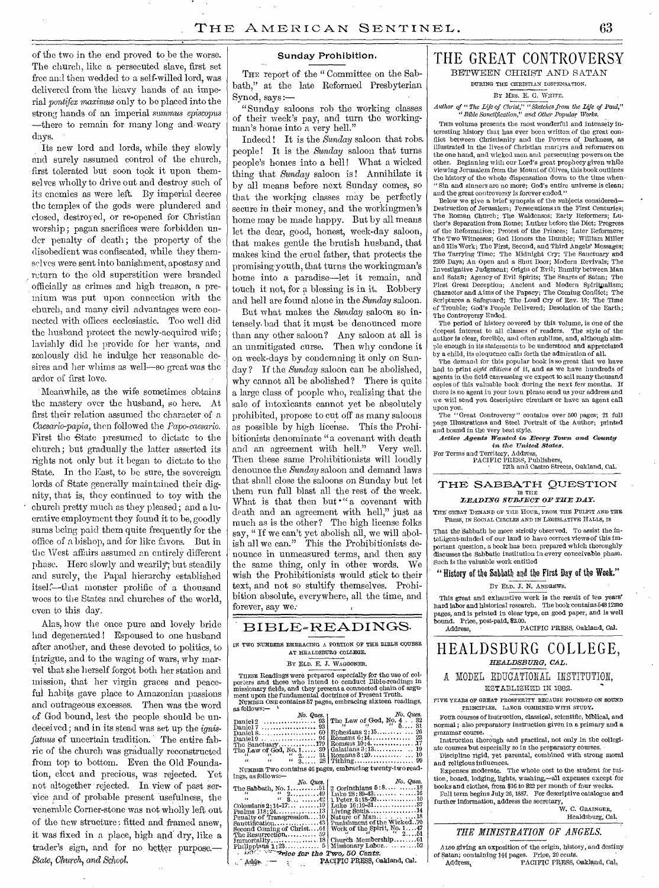of the two in the end proved to be the worse. The church, like a persecuted slave, first set free and then wedded to a self-willed lord, was delivered from the heavy hands of an imperial *pontifex maximus* only to be placed into the strong hands of an imperial *summus episcopus* —there to remain for many long and weary days.

Its new lord and lords, while they slowly and surely assumed control of the church, first tolerated but soon took it upon themselves wholly to drive out and destroy such of its enemies as were left. By imperial decree the temples of the gods were plundered and closed, destroyed, or re-opened for Christian worship; pagan sacrifices were forbidden under penalty of death; the property of the disobedient was confiscated, while they themselves were sent into banishment, apostasy and return to the old superstition were branded officially as crimes and high treason, a premium was put upon connection with the church, and many civil advantages were connected with offices ecclesiastic. Too well did the husband protect the newly-acquired wife; lavishly did he provide for her wants, and zealously did he indulge her reasonable desires and her whims as well—so great was the ardor of first love.

Meanwhile, as the wife sometimes obtains the mastery over the husband, so here. At first their relation assumed the character of a *Caesario-papia*, then followed the *Papo-caesario*. First the State presumed to dictate to the church; but gradually the latter asserted its rights not only but it began to dictate to the State. In the East, to be sure, the sovereign lords of State generally maintained their dignity, that is, they continued to toy with the church pretty much as they pleased; and a lucrative employment they found it to be, goodly sums being paid them quite frequently for the office of a bishop, and for like favors. But in the West affairs assumed an entirely different phase. Here slowly and wearily, but steadily and surely, the Papal hierarchy established itself—that monster prolific of a thousand woes to the States and churches of the world, even to this day.

Alas, how the once pure and lovely bride had degenerated! Espoused to one husband after another, and these devoted to politics, to intrigue, and to the waging of wars, why marvel that she herself forgot both her station and mission, that her virgin graces and peaceful habits gave place to Amazonian passions and outrageous excesses. Then was the word of God bound, lest the people should be undeceived; and in its stead was set up the *ignis-fatuus* of uncertain tradition. The entire fabric of the church was gradually reconstructed from top to bottom. Even the Old Foundation, elect and precious, was rejected. Yet not altogether rejected. In view of past service and of probable present usefulness, the venerable Corner-stone was not wholly left out of the new structure: fitted and framed anew, it was fixed in a place, high and dry, like a trader's sign, and for no better purpose.—*State, Church, and School.*

## Sunday Prohibition.

The report of the "Committee on the Sabbath," at the late Reformed Presbyterian Synod, says:—

"Sunday saloons rob the working classes of their week's pay, and turn the workingman's home into a very hell."

Indeed! It is the *Sunday* saloon that robs people! It is the *Sunday* saloon that turns people's homes into a hell! What a wicked thing that *Sunday* saloon is! Annihilate it by all means before next Sunday comes, so that the working classes may be perfectly secure in their money, and the workingmen's home may be made happy. But by all means let the dear, good, honest, week-day saloon, that makes gentle the brutish husband, that makes kind the cruel father, that protects the promising youth, that turns the workingman's home into a paradise—let it remain, and touch it not, for a blessing is in it. Robbery and hell are found alone in the *Sunday* saloon.

But what makes the *Sunday* saloon so intensely bad that it must be denounced more than any other saloon? Any saloon at all is an unmitigated curse. Then why condone it on week-days by condemning it only on Sunday? If the *Sunday* saloon can be abolished, why cannot all be abolished? There is quite a large class of people who, realizing that the sale of intoxicants cannot yet be absolutely prohibited, propose to cut off as many saloons as possible by high license. This the Prohibitionists denominate "a covenant with death and an agreement with hell." Very well. Then these same Prohibitionists will loudly denounce the *Sunday* saloon and demand laws that shall close the saloons on Sunday but let them run full blast all the rest of the week. What is that then but "a covenant with death and an agreement with hell," just as much as is the other? The high license folks say, "If we can't yet abolish all, we will abolish all we can." This the Prohibitionists denounce in unmeasured terms, and then say the same thing, only in other words. We wish the Prohibitionists would stick to their text, and not so stultify themselves. Prohibition absolute, everywhere, all the time, and forever, say we.

# BIBLE-READINGS.

IN TWO NUMBERS EMBRACING A PORTION OF THE BIBLE COURSE AT HEALDSBURG COLLEGE.

BY ELD. E. J. WAGGONER.

These Readings were prepared especially for the use of colporters and those who intend to conduct Bible-readings in missionary fields, and they present a connected chain of argument upon the fundamental doctrines of Present Truth.

NUMBER ONE contains 57 pages, embracing sixteen readings, as follows:—

| | No. Ques. | | No. Ques. |
|---|---|---|---|
| Daniel 2 | 93 | The Law of God, No. 4 | 32 |
| Daniel 7 | 93 | " " " 5 | 31 |
| Daniel 8 | 60 | Ephesians 2:15 | 26 |
| Daniel 9 | 94 | Romans 6:14 | 23 |
| The Sanctuary | 179 | Romans 10:4 | 17 |
| The Law of God, No. 1 | 30 | Galatians 3:13 | 19 |
| " " " 2 | 31 | Romans 3:20 | 10 |
| " " " 3 | 28 | Tithing | 99 |

NUMBER TWO contains 46 pages, embracing twenty-two readings, as follows:—

| | No. Ques. | | No. Ques. |
|---|---|---|---|
| The Sabbath, No. 1 | 51 | 2 Corinthians 5:8 | 18 |
| " " 2 | 49 | Luke 23:39-43 | 16 |
| " " 3 | 42 | 1 Peter 3:18-20 | 10 |
| Colossians 2:14-17 | 10 | Luke 16:19-31 | 37 |
| Psalms 118:24 | 13 | Giving Souls | 14 |
| Penalty of Transgression | 10 | Nature of Man | 18 |
| Sanctification | 43 | Punishment of the Wicked | 70 |
| Second Coming of Christ | 64 | Work of the Spirit, No. 1 | 47 |
| The Resurrection | 59 | " " " 2 | 51 |
| Immortality | 18 | Church Membership | 61 |
| Philippians 1:23 | 5 | Missionary Labor | 52 |

**Price for the Two, 50 Cents.**

Address, PACIFIC PRESS, Oakland, Cal.

# THE GREAT CONTROVERSY

## BETWEEN CHRIST AND SATAN

DURING THE CHRISTIAN DISPENSATION.

BY MRS. E. G. WHITE.

*Author of "The Life of Christ," "Sketches from the Life of Paul," "Bible Sanctification," and Other Popular Works.*

This volume presents the most wonderful and intensely interesting history that has ever been written of the great conflict between Christianity and the Powers of Darkness, as illustrated in the lives of Christian martyrs and reformers on the one hand, and wicked men and persecuting powers on the other. Beginning with our Lord's great prophecy given while viewing Jerusalem from the Mount of Olives, this book outlines the history of the whole dispensation down to the time when "Sin and sinners are no more; God's entire universe is clean; and the great controversy is forever ended."

Below we give a brief synopsis of the subjects considered—Destruction of Jerusalem; Persecutions in the First Centuries; The Roman Church; The Waldenses; Early Reformers; Luther's Separation from Rome; Luther before the Diet; Progress of the Reformation; Protest of the Princes; Later Reformers; The Two Witnesses; God Honors the Humble; William Miller and His Work; The First, Second, and Third Angels' Messages; The Tarrying Time; The Midnight Cry; The Sanctuary and 2300 Days; An Open and a Shut Door; Modern Revivals; The Investigative Judgment; Origin of Evil; Enmity between Man and Satan; Agency of Evil Spirits; The Snares of Satan; The First Great Deception; Ancient and Modern Spiritualism; Character and Aims of the Papacy; The Coming Conflict; The Scriptures a Safeguard; The Loud Cry of Rev. 18; The Time of Trouble; God's People Delivered; Desolation of the Earth; The Controversy Ended.

The period of history covered by this volume, is one of the deepest interest to all classes of readers. The style of the author is clear, forcible, and often sublime, and, although simple enough in its statements to be understood and appreciated by a child, its eloquence calls forth the admiration of all.

The demand for this popular book is so great that we have had to print *eight editions* of it, and as we have hundreds of agents in the field canvassing we expect to sell many thousand copies of this valuable book during the next few months. If there is no agent in your town please send us your address and we will send you descriptive circulars or have an agent call upon you.

The "Great Controversy" contains over 500 pages; 21 full page Illustrations and Steel Portrait of the Author; printed and bound in the very best style.

***Active Agents Wanted in Every Town and County in the United States.***

For Terms and Territory, Address,
PACIFIC PRESS, Publishers,
12th and Castro Streets, Oakland, Cal.

## THE SABBATH QUESTION

IS THE

***LEADING SUBJECT OF THE DAY.***

THE GREAT DEMAND OF THE HOUR, FROM THE PULPIT AND THE PRESS, IN SOCIAL CIRCLES AND IN LEGISLATIVE HALLS, IS

That the Sabbath be more strictly observed. To assist the intelligent-minded of our land to have correct views of this important question, a book has been prepared which thoroughly discusses the Sabbatic institution in every conceivable phase. Such is the valuable work entitled

**"History of the Sabbath and the First Day of the Week."**

BY ELD. J. N. ANDREWS.

This great and exhaustive work is the result of ten years' hard labor and historical research. The book contains 548 12mo pages, and is printed in clear type, on good paper, and is well bound. Price, post-paid, $2.00.

Address, PACIFIC PRESS, Oakland, Cal.

# HEALDSBURG COLLEGE,

***HEALDSBURG, CAL.***

## A MODEL EDUCATIONAL INSTITUTION,

ESTABLISHED IN 1882.

FIVE YEARS OF GREAT PROSPERITY BECAUSE FOUNDED ON SOUND PRINCIPLES. LABOR COMBINED WITH STUDY.

Four courses of instruction, classical, scientific, biblical, and normal; also preparatory instruction given in a primary and a grammar course.

Instruction thorough and practical, not only in the collegiate courses but especially so in the preparatory courses.

Discipline rigid, yet parental, combined with strong moral and religious influences.

Expenses moderate. The whole cost to the student for tuition, board, lodging, lights, washing,—all expenses except for books and clothes, from $16 to $22 per month of four weeks.

Fall term begins July 26, 1887. For descriptive catalogue and further information, address the secretary,

W. C. GRAINGER,
Healdsburg, Cal.

## *THE MINISTRATION OF ANGELS.*

Also giving an exposition of the origin, history, and destiny of Satan; containing 144 pages. Price, 20 cents.

Address, PACIFIC PRESS, Oakland, Cal.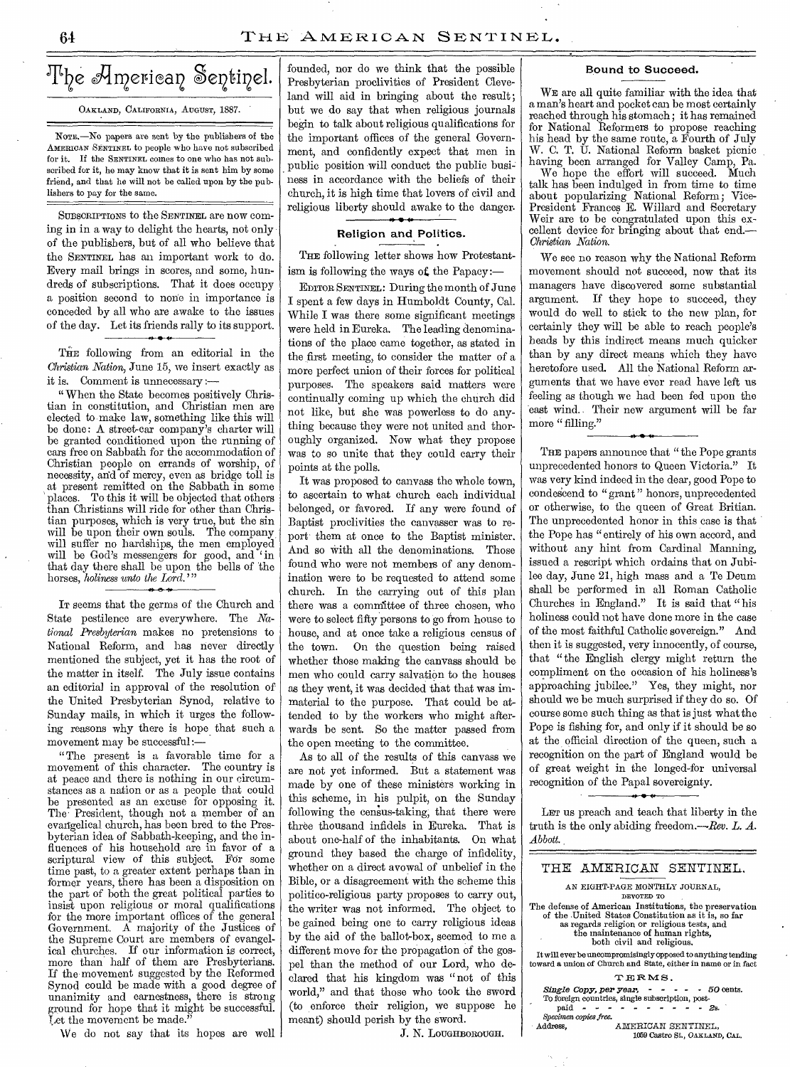# The American Sentinel.

OAKLAND, CALIFORNIA, AUGUST, 1887.

NOTE.—No papers are sent by the publishers of the AMERICAN SENTINEL to people who have not subscribed for it. If the SENTINEL comes to one who has not subscribed for it, he may know that it is sent him by some friend, and that he will not be called upon by the publishers to pay for the same.

SUBSCRIPTIONS to the SENTINEL are now coming in in a way to delight the hearts, not only of the publishers, but of all who believe that the SENTINEL has an important work to do. Every mail brings in scores, and some, hundreds of subscriptions. That it does occupy a position second to none in importance is conceded by all who are awake to the issues of the day. Let its friends rally to its support.

THE following from an editorial in the *Christian Nation*, June 15, we insert exactly as it is. Comment is unnecessary:—

"When the State becomes positively Christian in constitution, and Christian men are elected to make law, something like this will be done: A street-car company's charter will be granted conditioned upon the running of cars free on Sabbath for the accommodation of Christian people on errands of worship, of necessity, and of mercy, even as bridge toll is at present remitted on the Sabbath in some places. To this it will be objected that others than Christians will ride for other than Christian purposes, which is very true, but the sin will be upon their own souls. The company will suffer no hardships, the men employed will be God's messengers for good, and 'in that day there shall be upon the bells of the horses, *holiness unto the Lord*.'"

IT seems that the germs of the Church and State pestilence are everywhere. The *National Presbyterian* makes no pretensions to National Reform, and has never directly mentioned the subject, yet it has the root of the matter in itself. The July issue contains an editorial in approval of the resolution of the United Presbyterian Synod, relative to Sunday mails, in which it urges the following reasons why there is hope that such a movement may be successful:—

"The present is a favorable time for a movement of this character. The country is at peace and there is nothing in our circumstances as a nation or as a people that could be presented as an excuse for opposing it. The President, though not a member of an evangelical church, has been bred to the Presbyterian idea of Sabbath-keeping, and the influences of his household are in favor of a scriptural view of this subject. For some time past, to a greater extent perhaps than in former years, there has been a disposition on the part of both the great political parties to insist upon religious or moral qualifications for the more important offices of the general Government. A majority of the Justices of the Supreme Court are members of evangelical churches. If our information is correct, more than half of them are Presbyterians. If the movement suggested by the Reformed Synod could be made with a good degree of unanimity and earnestness, there is strong ground for hope that it might be successful. Let the movement be made."

We do not say that its hopes are well founded, nor do we think that the possible Presbyterian proclivities of President Cleveland will aid in bringing about the result; but we do say that when religious journals begin to talk about religious qualifications for the important offices of the general Government, and confidently expect that men in public position will conduct the public business in accordance with the beliefs of their church, it is high time that lovers of civil and religious liberty should awake to the danger.

## Religion and Politics.

THE following letter shows how Protestantism is following the ways of the Papacy:—

EDITOR SENTINEL: During the month of June I spent a few days in Humboldt County, Cal. While I was there some significant meetings were held in Eureka. The leading denominations of the place came together, as stated in the first meeting, to consider the matter of a more perfect union of their forces for political purposes. The speakers said matters were continually coming up which the church did not like, but she was powerless to do anything because they were not united and thoroughly organized. Now what they propose was to so unite that they could carry their points at the polls.

It was proposed to canvass the whole town, to ascertain to what church each individual belonged, or favored. If any were found of Baptist proclivities the canvasser was to report them at once to the Baptist minister. And so with all the denominations. Those found who were not members of any denomination were to be requested to attend some church. In the carrying out of this plan there was a committee of three chosen, who were to select fifty persons to go from house to house, and at once take a religious census of the town. On the question being raised whether those making the canvass should be men who could carry salvation to the houses as they went, it was decided that that was immaterial to the purpose. That could be attended to by the workers who might afterwards be sent. So the matter passed from the open meeting to the committee.

As to all of the results of this canvass we are not yet informed. But a statement was made by one of these ministers working in this scheme, in his pulpit, on the Sunday following the census-taking, that there were three thousand infidels in Eureka. That is about one-half of the inhabitants. On what ground they based the charge of infidelity, whether on a direct avowal of unbelief in the Bible, or a disagreement with the scheme this politico-religious party proposes to carry out, the writer was not informed. The object to be gained being one to carry religious ideas by the aid of the ballot-box, seemed to me a different move for the propagation of the gospel than the method of our Lord, who declared that his kingdom was "not of this world," and that those who took the sword (to enforce their religion, we suppose he meant) should perish by the sword.

J. N. LOUGHBOROUGH.

## Bound to Succeed.

WE are all quite familiar with the idea that a man's heart and pocket can be most certainly reached through his stomach; it has remained for National Reformers to propose reaching his head by the same route, a Fourth of July W. C. T. U. National Reform basket picnic having been arranged for Valley Camp, Pa.

We hope the effort will succeed. Much talk has been indulged in from time to time about popularizing National Reform; Vice-President Frances E. Willard and Secretary Weir are to be congratulated upon this excellent device for bringing about that end.—*Christian Nation.*

We see no reason why the National Reform movement should not succeed, now that its managers have discovered some substantial argument. If they hope to succeed, they would do well to stick to the new plan, for certainly they will be able to reach people's heads by this indirect means much quicker than by any direct means which they have heretofore used. All the National Reform arguments that we have ever read have left us feeling as though we had been fed upon the east wind. Their new argument will be far more "filling."

THE papers announce that "the Pope grants unprecedented honors to Queen Victoria." It was very kind indeed in the dear, good Pope to condescend to "grant" honors, unprecedented or otherwise, to the queen of Great Britian. The unprecedented honor in this case is that the Pope has "entirely of his own accord, and without any hint from Cardinal Manning, issued a rescript which ordains that on Jubilee day, June 21, high mass and a Te Deum shall be performed in all Roman Catholic Churches in England." It is said that "his holiness could not have done more in the case of the most faithful Catholic sovereign." And then it is suggested, very innocently, of course, that "the English clergy might return the compliment on the occasion of his holiness's approaching jubilee." Yes, they might, nor should we be much surprised if they do so. Of course some such thing as that is just what the Pope is fishing for, and only if it should be so at the official direction of the queen, such a recognition on the part of England would be of great weight in the longed-for universal recognition of the Papal sovereignty.

LET us preach and teach that liberty in the truth is the only abiding freedom.—*Rev. L. A. Abbott.*

## THE AMERICAN SENTINEL.

AN EIGHT-PAGE MONTHLY JOURNAL,
DEVOTED TO

The defense of American Institutions, the preservation of the United States Constitution as it is, so far as regards religion or religious tests, and the maintenance of human rights, both civil and religious.

It will ever be uncompromisingly opposed to anything tending toward a union of Church and State, either in name or in fact

TERMS.

*Single Copy, per year,* - - - - - 50 cents.
To foreign countries, single subscription, post-paid - - - - - - - - - - - 2s.
*Specimen copies free.*

Address, AMERICAN SENTINEL,
1059 Castro St., OAKLAND, CAL.